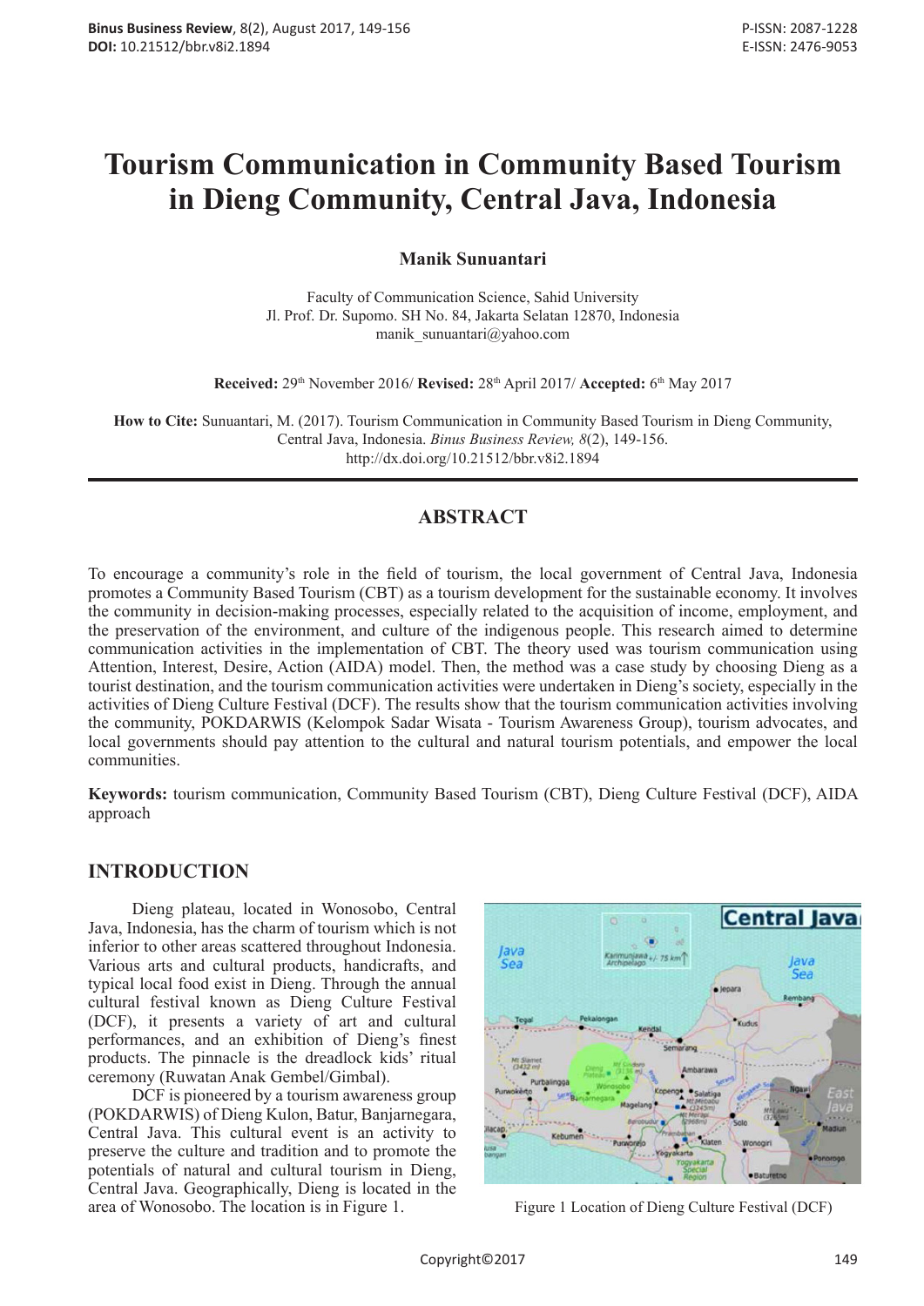# Tourism Communication in Community Based Tourism in Dieng Community, Central Java, Indonesia

**Manik Sunuantari**

Faculty of Communication Science, Sahid University
Jl. Prof. Dr. Supomo. SH No. 84, Jakarta Selatan 12870, Indonesia
manik_sunuantari@yahoo.com

**Received:** 29th November 2016/ **Revised:** 28th April 2017/ **Accepted:** 6th May 2017

**How to Cite:** Sunuantari, M. (2017). Tourism Communication in Community Based Tourism in Dieng Community, Central Java, Indonesia. *Binus Business Review, 8*(2), 149-156. http://dx.doi.org/10.21512/bbr.v8i2.1894

## ABSTRACT

To encourage a community's role in the field of tourism, the local government of Central Java, Indonesia promotes a Community Based Tourism (CBT) as a tourism development for the sustainable economy. It involves the community in decision-making processes, especially related to the acquisition of income, employment, and the preservation of the environment, and culture of the indigenous people. This research aimed to determine communication activities in the implementation of CBT. The theory used was tourism communication using Attention, Interest, Desire, Action (AIDA) model. Then, the method was a case study by choosing Dieng as a tourist destination, and the tourism communication activities were undertaken in Dieng's society, especially in the activities of Dieng Culture Festival (DCF). The results show that the tourism communication activities involving the community, POKDARWIS (Kelompok Sadar Wisata - Tourism Awareness Group), tourism advocates, and local governments should pay attention to the cultural and natural tourism potentials, and empower the local communities.

**Keywords:** tourism communication, Community Based Tourism (CBT), Dieng Culture Festival (DCF), AIDA approach

## INTRODUCTION

Dieng plateau, located in Wonosobo, Central Java, Indonesia, has the charm of tourism which is not inferior to other areas scattered throughout Indonesia. Various arts and cultural products, handicrafts, and typical local food exist in Dieng. Through the annual cultural festival known as Dieng Culture Festival (DCF), it presents a variety of art and cultural performances, and an exhibition of Dieng's finest products. The pinnacle is the dreadlock kids' ritual ceremony (Ruwatan Anak Gembel/Gimbal).

DCF is pioneered by a tourism awareness group (POKDARWIS) of Dieng Kulon, Batur, Banjarnegara, Central Java. This cultural event is an activity to preserve the culture and tradition and to promote the potentials of natural and cultural tourism in Dieng, Central Java. Geographically, Dieng is located in the area of Wonosobo. The location is in Figure 1.

Figure 1 Location of Dieng Culture Festival (DCF)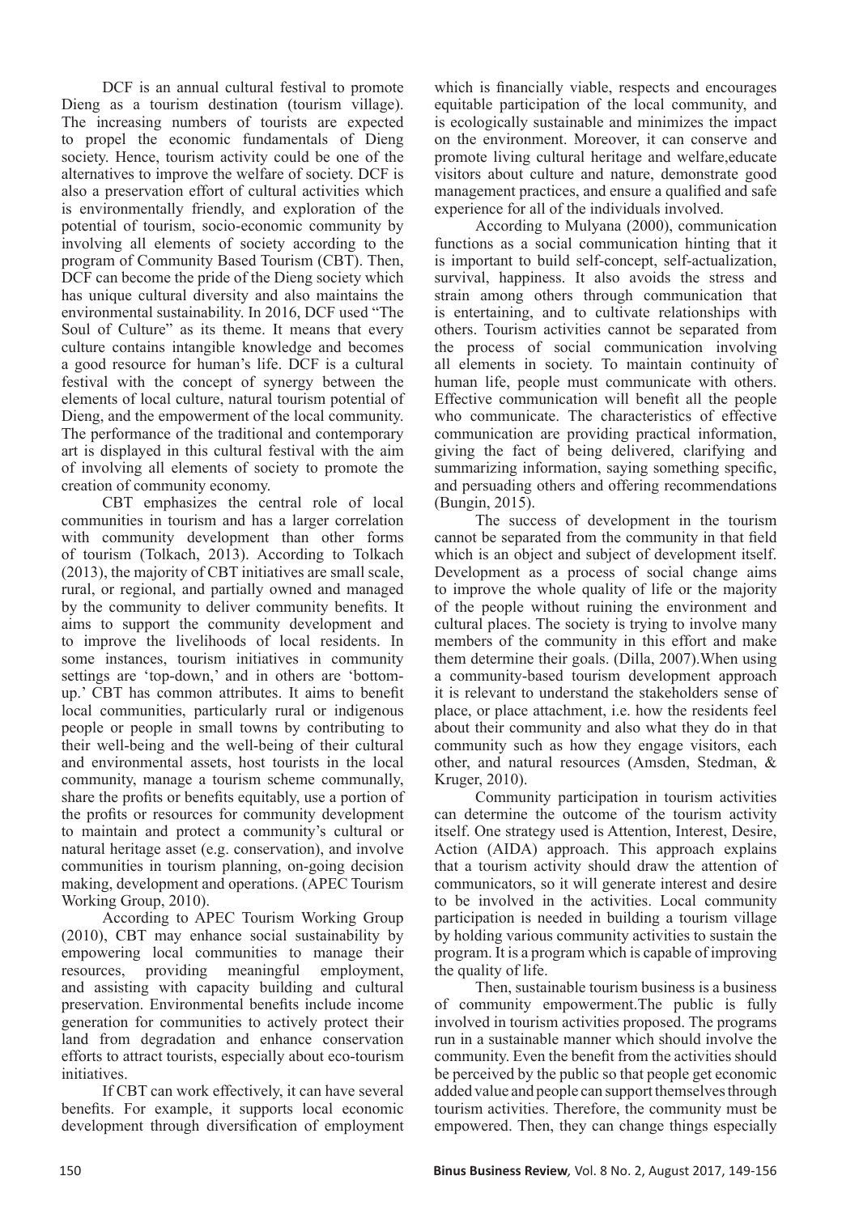DCF is an annual cultural festival to promote Dieng as a tourism destination (tourism village). The increasing numbers of tourists are expected to propel the economic fundamentals of Dieng society. Hence, tourism activity could be one of the alternatives to improve the welfare of society. DCF is also a preservation effort of cultural activities which is environmentally friendly, and exploration of the potential of tourism, socio-economic community by involving all elements of society according to the program of Community Based Tourism (CBT). Then, DCF can become the pride of the Dieng society which has unique cultural diversity and also maintains the environmental sustainability. In 2016, DCF used "The Soul of Culture" as its theme. It means that every culture contains intangible knowledge and becomes a good resource for human's life. DCF is a cultural festival with the concept of synergy between the elements of local culture, natural tourism potential of Dieng, and the empowerment of the local community. The performance of the traditional and contemporary art is displayed in this cultural festival with the aim of involving all elements of society to promote the creation of community economy.

CBT emphasizes the central role of local communities in tourism and has a larger correlation with community development than other forms of tourism (Tolkach, 2013). According to Tolkach (2013), the majority of CBT initiatives are small scale, rural, or regional, and partially owned and managed by the community to deliver community benefits. It aims to support the community development and to improve the livelihoods of local residents. In some instances, tourism initiatives in community settings are 'top-down,' and in others are 'bottom-up.' CBT has common attributes. It aims to benefit local communities, particularly rural or indigenous people or people in small towns by contributing to their well-being and the well-being of their cultural and environmental assets, host tourists in the local community, manage a tourism scheme communally, share the profits or benefits equitably, use a portion of the profits or resources for community development to maintain and protect a community's cultural or natural heritage asset (e.g. conservation), and involve communities in tourism planning, on-going decision making, development and operations. (APEC Tourism Working Group, 2010).

According to APEC Tourism Working Group (2010), CBT may enhance social sustainability by empowering local communities to manage their resources, providing meaningful employment, and assisting with capacity building and cultural preservation. Environmental benefits include income generation for communities to actively protect their land from degradation and enhance conservation efforts to attract tourists, especially about eco-tourism initiatives.

If CBT can work effectively, it can have several benefits. For example, it supports local economic development through diversification of employment which is financially viable, respects and encourages equitable participation of the local community, and is ecologically sustainable and minimizes the impact on the environment. Moreover, it can conserve and promote living cultural heritage and welfare,educate visitors about culture and nature, demonstrate good management practices, and ensure a qualified and safe experience for all of the individuals involved.

According to Mulyana (2000), communication functions as a social communication hinting that it is important to build self-concept, self-actualization, survival, happiness. It also avoids the stress and strain among others through communication that is entertaining, and to cultivate relationships with others. Tourism activities cannot be separated from the process of social communication involving all elements in society. To maintain continuity of human life, people must communicate with others. Effective communication will benefit all the people who communicate. The characteristics of effective communication are providing practical information, giving the fact of being delivered, clarifying and summarizing information, saying something specific, and persuading others and offering recommendations (Bungin, 2015).

The success of development in the tourism cannot be separated from the community in that field which is an object and subject of development itself. Development as a process of social change aims to improve the whole quality of life or the majority of the people without ruining the environment and cultural places. The society is trying to involve many members of the community in this effort and make them determine their goals. (Dilla, 2007).When using a community-based tourism development approach it is relevant to understand the stakeholders sense of place, or place attachment, i.e. how the residents feel about their community and also what they do in that community such as how they engage visitors, each other, and natural resources (Amsden, Stedman, & Kruger, 2010).

Community participation in tourism activities can determine the outcome of the tourism activity itself. One strategy used is Attention, Interest, Desire, Action (AIDA) approach. This approach explains that a tourism activity should draw the attention of communicators, so it will generate interest and desire to be involved in the activities. Local community participation is needed in building a tourism village by holding various community activities to sustain the program. It is a program which is capable of improving the quality of life.

Then, sustainable tourism business is a business of community empowerment.The public is fully involved in tourism activities proposed. The programs run in a sustainable manner which should involve the community. Even the benefit from the activities should be perceived by the public so that people get economic added value and people can support themselves through tourism activities. Therefore, the community must be empowered. Then, they can change things especially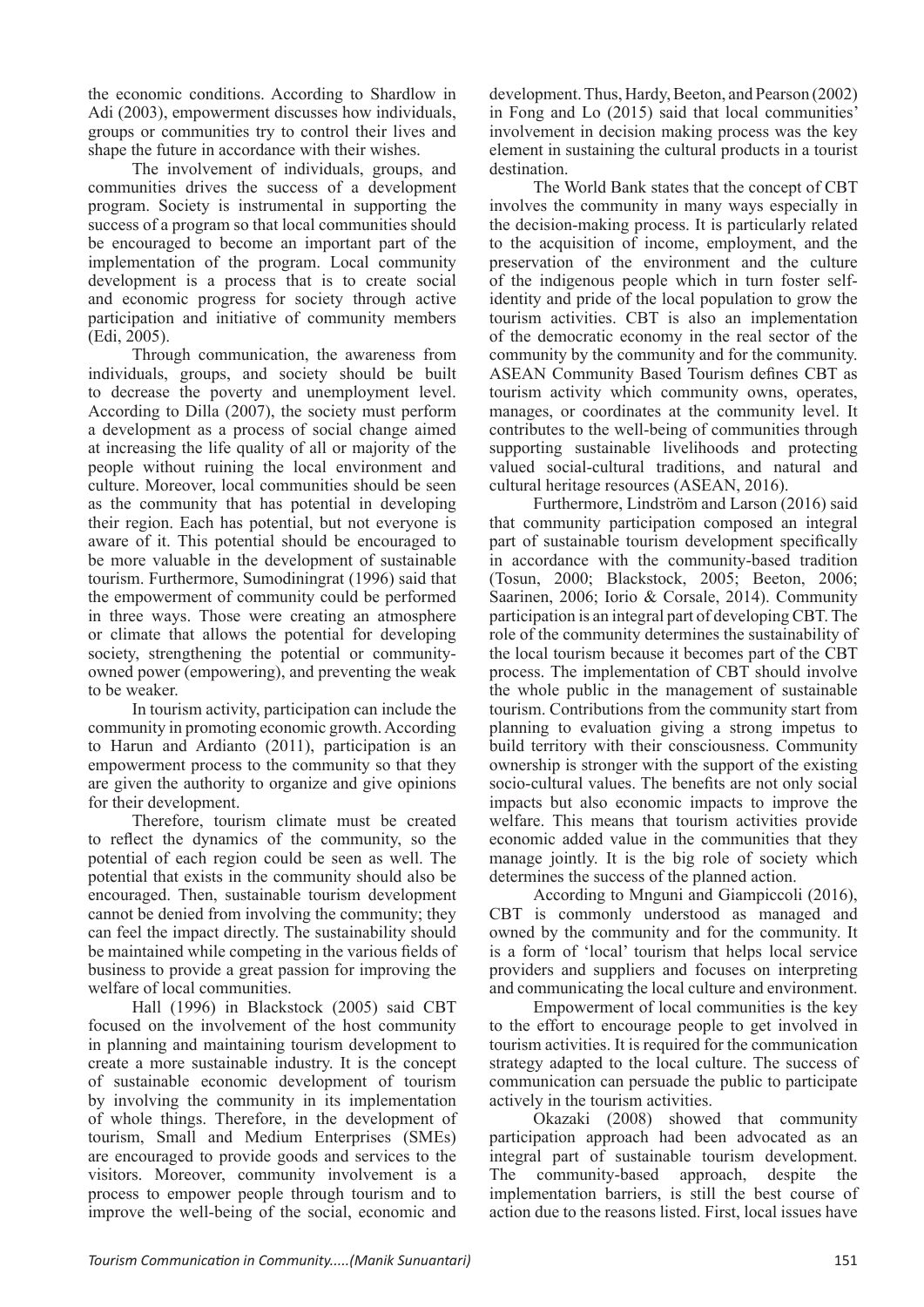the economic conditions. According to Shardlow in Adi (2003), empowerment discusses how individuals, groups or communities try to control their lives and shape the future in accordance with their wishes.

The involvement of individuals, groups, and communities drives the success of a development program. Society is instrumental in supporting the success of a program so that local communities should be encouraged to become an important part of the implementation of the program. Local community development is a process that is to create social and economic progress for society through active participation and initiative of community members (Edi, 2005).

Through communication, the awareness from individuals, groups, and society should be built to decrease the poverty and unemployment level. According to Dilla (2007), the society must perform a development as a process of social change aimed at increasing the life quality of all or majority of the people without ruining the local environment and culture. Moreover, local communities should be seen as the community that has potential in developing their region. Each has potential, but not everyone is aware of it. This potential should be encouraged to be more valuable in the development of sustainable tourism. Furthermore, Sumodiningrat (1996) said that the empowerment of community could be performed in three ways. Those were creating an atmosphere or climate that allows the potential for developing society, strengthening the potential or community-owned power (empowering), and preventing the weak to be weaker.

In tourism activity, participation can include the community in promoting economic growth. According to Harun and Ardianto (2011), participation is an empowerment process to the community so that they are given the authority to organize and give opinions for their development.

Therefore, tourism climate must be created to reflect the dynamics of the community, so the potential of each region could be seen as well. The potential that exists in the community should also be encouraged. Then, sustainable tourism development cannot be denied from involving the community; they can feel the impact directly. The sustainability should be maintained while competing in the various fields of business to provide a great passion for improving the welfare of local communities.

Hall (1996) in Blackstock (2005) said CBT focused on the involvement of the host community in planning and maintaining tourism development to create a more sustainable industry. It is the concept of sustainable economic development of tourism by involving the community in its implementation of whole things. Therefore, in the development of tourism, Small and Medium Enterprises (SMEs) are encouraged to provide goods and services to the visitors. Moreover, community involvement is a process to empower people through tourism and to improve the well-being of the social, economic and development. Thus, Hardy, Beeton, and Pearson (2002) in Fong and Lo (2015) said that local communities' involvement in decision making process was the key element in sustaining the cultural products in a tourist destination.

The World Bank states that the concept of CBT involves the community in many ways especially in the decision-making process. It is particularly related to the acquisition of income, employment, and the preservation of the environment and the culture of the indigenous people which in turn foster self-identity and pride of the local population to grow the tourism activities. CBT is also an implementation of the democratic economy in the real sector of the community by the community and for the community. ASEAN Community Based Tourism defines CBT as tourism activity which community owns, operates, manages, or coordinates at the community level. It contributes to the well-being of communities through supporting sustainable livelihoods and protecting valued social-cultural traditions, and natural and cultural heritage resources (ASEAN, 2016).

Furthermore, Lindström and Larson (2016) said that community participation composed an integral part of sustainable tourism development specifically in accordance with the community-based tradition (Tosun, 2000; Blackstock, 2005; Beeton, 2006; Saarinen, 2006; Iorio & Corsale, 2014). Community participation is an integral part of developing CBT. The role of the community determines the sustainability of the local tourism because it becomes part of the CBT process. The implementation of CBT should involve the whole public in the management of sustainable tourism. Contributions from the community start from planning to evaluation giving a strong impetus to build territory with their consciousness. Community ownership is stronger with the support of the existing socio-cultural values. The benefits are not only social impacts but also economic impacts to improve the welfare. This means that tourism activities provide economic added value in the communities that they manage jointly. It is the big role of society which determines the success of the planned action.

According to Mnguni and Giampiccoli (2016), CBT is commonly understood as managed and owned by the community and for the community. It is a form of 'local' tourism that helps local service providers and suppliers and focuses on interpreting and communicating the local culture and environment.

Empowerment of local communities is the key to the effort to encourage people to get involved in tourism activities. It is required for the communication strategy adapted to the local culture. The success of communication can persuade the public to participate actively in the tourism activities.

Okazaki (2008) showed that community participation approach had been advocated as an integral part of sustainable tourism development. The community-based approach, despite the implementation barriers, is still the best course of action due to the reasons listed. First, local issues have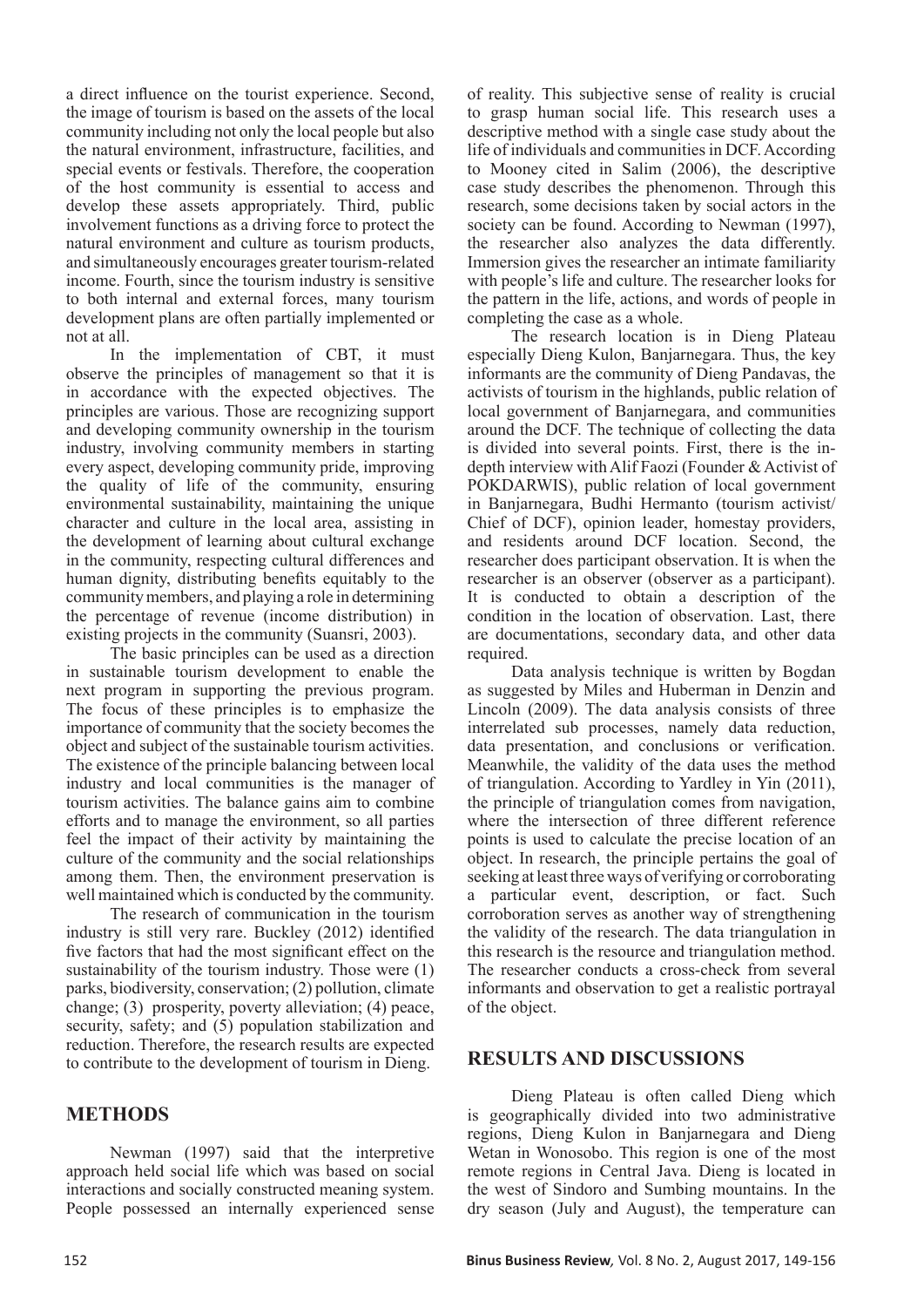a direct influence on the tourist experience. Second, the image of tourism is based on the assets of the local community including not only the local people but also the natural environment, infrastructure, facilities, and special events or festivals. Therefore, the cooperation of the host community is essential to access and develop these assets appropriately. Third, public involvement functions as a driving force to protect the natural environment and culture as tourism products, and simultaneously encourages greater tourism-related income. Fourth, since the tourism industry is sensitive to both internal and external forces, many tourism development plans are often partially implemented or not at all.

In the implementation of CBT, it must observe the principles of management so that it is in accordance with the expected objectives. The principles are various. Those are recognizing support and developing community ownership in the tourism industry, involving community members in starting every aspect, developing community pride, improving the quality of life of the community, ensuring environmental sustainability, maintaining the unique character and culture in the local area, assisting in the development of learning about cultural exchange in the community, respecting cultural differences and human dignity, distributing benefits equitably to the community members, and playing a role in determining the percentage of revenue (income distribution) in existing projects in the community (Suansri, 2003).

The basic principles can be used as a direction in sustainable tourism development to enable the next program in supporting the previous program. The focus of these principles is to emphasize the importance of community that the society becomes the object and subject of the sustainable tourism activities. The existence of the principle balancing between local industry and local communities is the manager of tourism activities. The balance gains aim to combine efforts and to manage the environment, so all parties feel the impact of their activity by maintaining the culture of the community and the social relationships among them. Then, the environment preservation is well maintained which is conducted by the community.

The research of communication in the tourism industry is still very rare. Buckley (2012) identified five factors that had the most significant effect on the sustainability of the tourism industry. Those were (1) parks, biodiversity, conservation; (2) pollution, climate change; (3) prosperity, poverty alleviation; (4) peace, security, safety; and (5) population stabilization and reduction. Therefore, the research results are expected to contribute to the development of tourism in Dieng.

## METHODS

Newman (1997) said that the interpretive approach held social life which was based on social interactions and socially constructed meaning system. People possessed an internally experienced sense of reality. This subjective sense of reality is crucial to grasp human social life. This research uses a descriptive method with a single case study about the life of individuals and communities in DCF. According to Mooney cited in Salim (2006), the descriptive case study describes the phenomenon. Through this research, some decisions taken by social actors in the society can be found. According to Newman (1997), the researcher also analyzes the data differently. Immersion gives the researcher an intimate familiarity with people's life and culture. The researcher looks for the pattern in the life, actions, and words of people in completing the case as a whole.

The research location is in Dieng Plateau especially Dieng Kulon, Banjarnegara. Thus, the key informants are the community of Dieng Pandavas, the activists of tourism in the highlands, public relation of local government of Banjarnegara, and communities around the DCF. The technique of collecting the data is divided into several points. First, there is the in-depth interview with Alif Faozi (Founder & Activist of POKDARWIS), public relation of local government in Banjarnegara, Budhi Hermanto (tourism activist/ Chief of DCF), opinion leader, homestay providers, and residents around DCF location. Second, the researcher does participant observation. It is when the researcher is an observer (observer as a participant). It is conducted to obtain a description of the condition in the location of observation. Last, there are documentations, secondary data, and other data required.

Data analysis technique is written by Bogdan as suggested by Miles and Huberman in Denzin and Lincoln (2009). The data analysis consists of three interrelated sub processes, namely data reduction, data presentation, and conclusions or verification. Meanwhile, the validity of the data uses the method of triangulation. According to Yardley in Yin (2011), the principle of triangulation comes from navigation, where the intersection of three different reference points is used to calculate the precise location of an object. In research, the principle pertains the goal of seeking at least three ways of verifying or corroborating a particular event, description, or fact. Such corroboration serves as another way of strengthening the validity of the research. The data triangulation in this research is the resource and triangulation method. The researcher conducts a cross-check from several informants and observation to get a realistic portrayal of the object.

## RESULTS AND DISCUSSIONS

Dieng Plateau is often called Dieng which is geographically divided into two administrative regions, Dieng Kulon in Banjarnegara and Dieng Wetan in Wonosobo. This region is one of the most remote regions in Central Java. Dieng is located in the west of Sindoro and Sumbing mountains. In the dry season (July and August), the temperature can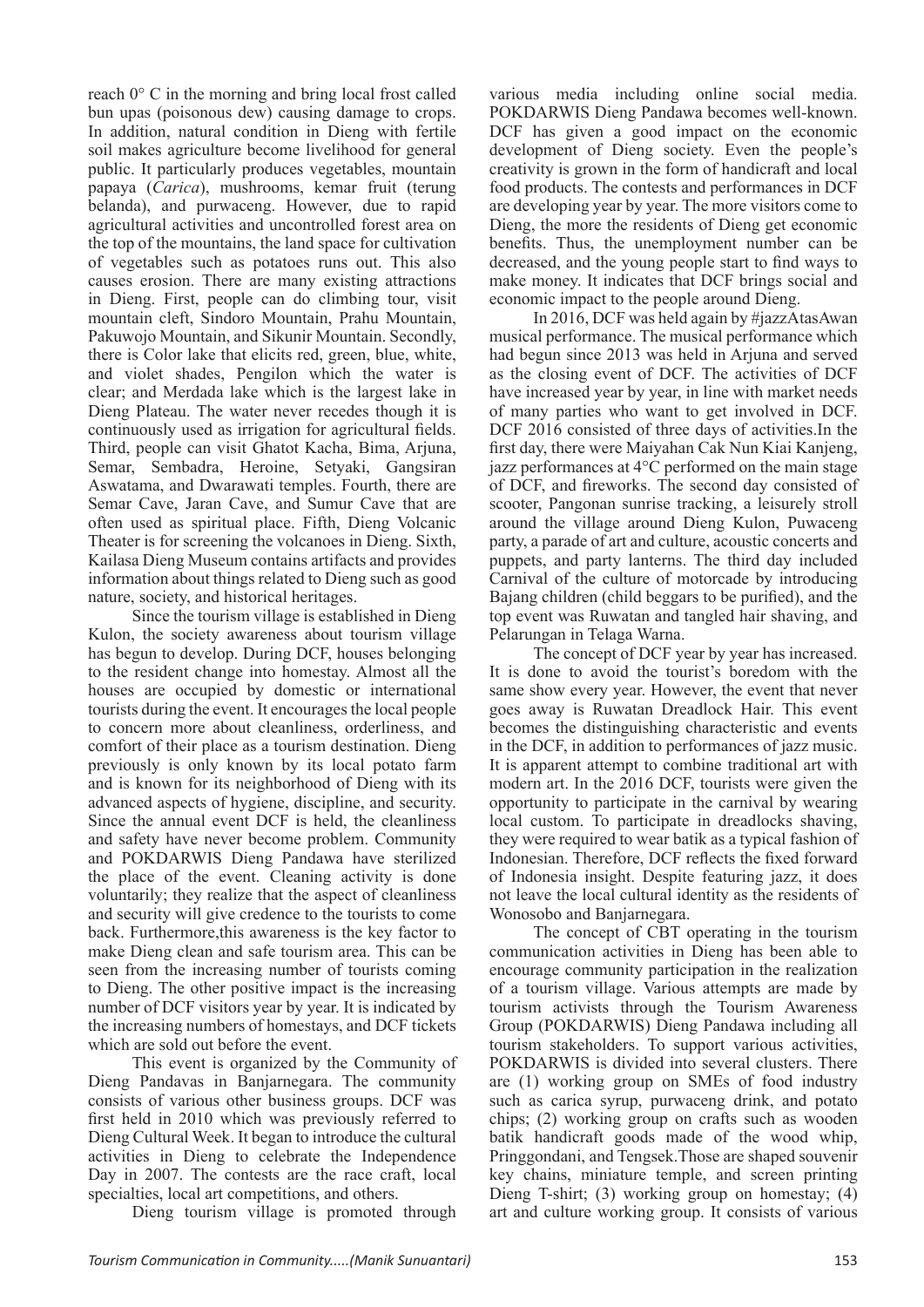reach 0° C in the morning and bring local frost called bun upas (poisonous dew) causing damage to crops. In addition, natural condition in Dieng with fertile soil makes agriculture become livelihood for general public. It particularly produces vegetables, mountain papaya (*Carica*), mushrooms, kemar fruit (terung belanda), and purwaceng. However, due to rapid agricultural activities and uncontrolled forest area on the top of the mountains, the land space for cultivation of vegetables such as potatoes runs out. This also causes erosion. There are many existing attractions in Dieng. First, people can do climbing tour, visit mountain cleft, Sindoro Mountain, Prahu Mountain, Pakuwojo Mountain, and Sikunir Mountain. Secondly, there is Color lake that elicits red, green, blue, white, and violet shades, Pengilon which the water is clear; and Merdada lake which is the largest lake in Dieng Plateau. The water never recedes though it is continuously used as irrigation for agricultural fields. Third, people can visit Ghatot Kacha, Bima, Arjuna, Semar, Sembadra, Heroine, Setyaki, Gangsiran Aswatama, and Dwarawati temples. Fourth, there are Semar Cave, Jaran Cave, and Sumur Cave that are often used as spiritual place. Fifth, Dieng Volcanic Theater is for screening the volcanoes in Dieng. Sixth, Kailasa Dieng Museum contains artifacts and provides information about things related to Dieng such as good nature, society, and historical heritages.

Since the tourism village is established in Dieng Kulon, the society awareness about tourism village has begun to develop. During DCF, houses belonging to the resident change into homestay. Almost all the houses are occupied by domestic or international tourists during the event. It encourages the local people to concern more about cleanliness, orderliness, and comfort of their place as a tourism destination. Dieng previously is only known by its local potato farm and is known for its neighborhood of Dieng with its advanced aspects of hygiene, discipline, and security. Since the annual event DCF is held, the cleanliness and safety have never become problem. Community and POKDARWIS Dieng Pandawa have sterilized the place of the event. Cleaning activity is done voluntarily; they realize that the aspect of cleanliness and security will give credence to the tourists to come back. Furthermore,this awareness is the key factor to make Dieng clean and safe tourism area. This can be seen from the increasing number of tourists coming to Dieng. The other positive impact is the increasing number of DCF visitors year by year. It is indicated by the increasing numbers of homestays, and DCF tickets which are sold out before the event.

This event is organized by the Community of Dieng Pandavas in Banjarnegara. The community consists of various other business groups. DCF was first held in 2010 which was previously referred to Dieng Cultural Week. It began to introduce the cultural activities in Dieng to celebrate the Independence Day in 2007. The contests are the race craft, local specialties, local art competitions, and others.

Dieng tourism village is promoted through various media including online social media. POKDARWIS Dieng Pandawa becomes well-known. DCF has given a good impact on the economic development of Dieng society. Even the people's creativity is grown in the form of handicraft and local food products. The contests and performances in DCF are developing year by year. The more visitors come to Dieng, the more the residents of Dieng get economic benefits. Thus, the unemployment number can be decreased, and the young people start to find ways to make money. It indicates that DCF brings social and economic impact to the people around Dieng.

In 2016, DCF was held again by #jazzAtasAwan musical performance. The musical performance which had begun since 2013 was held in Arjuna and served as the closing event of DCF. The activities of DCF have increased year by year, in line with market needs of many parties who want to get involved in DCF. DCF 2016 consisted of three days of activities.In the first day, there were Maiyahan Cak Nun Kiai Kanjeng, jazz performances at 4°C performed on the main stage of DCF, and fireworks. The second day consisted of scooter, Pangonan sunrise tracking, a leisurely stroll around the village around Dieng Kulon, Puwaceng party, a parade of art and culture, acoustic concerts and puppets, and party lanterns. The third day included Carnival of the culture of motorcade by introducing Bajang children (child beggars to be purified), and the top event was Ruwatan and tangled hair shaving, and Pelarungan in Telaga Warna.

The concept of DCF year by year has increased. It is done to avoid the tourist's boredom with the same show every year. However, the event that never goes away is Ruwatan Dreadlock Hair. This event becomes the distinguishing characteristic and events in the DCF, in addition to performances of jazz music. It is apparent attempt to combine traditional art with modern art. In the 2016 DCF, tourists were given the opportunity to participate in the carnival by wearing local custom. To participate in dreadlocks shaving, they were required to wear batik as a typical fashion of Indonesian. Therefore, DCF reflects the fixed forward of Indonesia insight. Despite featuring jazz, it does not leave the local cultural identity as the residents of Wonosobo and Banjarnegara.

The concept of CBT operating in the tourism communication activities in Dieng has been able to encourage community participation in the realization of a tourism village. Various attempts are made by tourism activists through the Tourism Awareness Group (POKDARWIS) Dieng Pandawa including all tourism stakeholders. To support various activities, POKDARWIS is divided into several clusters. There are (1) working group on SMEs of food industry such as carica syrup, purwaceng drink, and potato chips; (2) working group on crafts such as wooden batik handicraft goods made of the wood whip, Pringgondani, and Tengsek.Those are shaped souvenir key chains, miniature temple, and screen printing Dieng T-shirt; (3) working group on homestay; (4) art and culture working group. It consists of various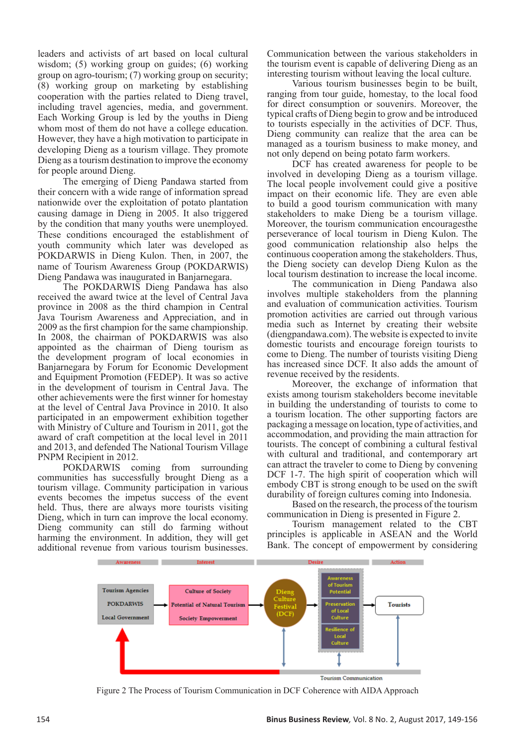leaders and activists of art based on local cultural wisdom; (5) working group on guides; (6) working group on agro-tourism; (7) working group on security; (8) working group on marketing by establishing cooperation with the parties related to Dieng travel, including travel agencies, media, and government. Each Working Group is led by the youths in Dieng whom most of them do not have a college education. However, they have a high motivation to participate in developing Dieng as a tourism village. They promote Dieng as a tourism destination to improve the economy for people around Dieng.

The emerging of Dieng Pandawa started from their concern with a wide range of information spread nationwide over the exploitation of potato plantation causing damage in Dieng in 2005. It also triggered by the condition that many youths were unemployed. These conditions encouraged the establishment of youth community which later was developed as POKDARWIS in Dieng Kulon. Then, in 2007, the name of Tourism Awareness Group (POKDARWIS) Dieng Pandawa was inaugurated in Banjarnegara.

The POKDARWIS Dieng Pandawa has also received the award twice at the level of Central Java province in 2008 as the third champion in Central Java Tourism Awareness and Appreciation, and in 2009 as the first champion for the same championship. In 2008, the chairman of POKDARWIS was also appointed as the chairman of Dieng tourism as the development program of local economies in Banjarnegara by Forum for Economic Development and Equipment Promotion (FEDEP). It was so active in the development of tourism in Central Java. The other achievements were the first winner for homestay at the level of Central Java Province in 2010. It also participated in an empowerment exhibition together with Ministry of Culture and Tourism in 2011, got the award of craft competition at the local level in 2011 and 2013, and defended The National Tourism Village PNPM Recipient in 2012.

POKDARWIS coming from surrounding communities has successfully brought Dieng as a tourism village. Community participation in various events becomes the impetus success of the event held. Thus, there are always more tourists visiting Dieng, which in turn can improve the local economy. Dieng community can still do farming without harming the environment. In addition, they will get additional revenue from various tourism businesses. Communication between the various stakeholders in the tourism event is capable of delivering Dieng as an interesting tourism without leaving the local culture.

Various tourism businesses begin to be built, ranging from tour guide, homestay, to the local food for direct consumption or souvenirs. Moreover, the typical crafts of Dieng begin to grow and be introduced to tourists especially in the activities of DCF. Thus, Dieng community can realize that the area can be managed as a tourism business to make money, and not only depend on being potato farm workers.

DCF has created awareness for people to be involved in developing Dieng as a tourism village. The local people involvement could give a positive impact on their economic life. They are even able to build a good tourism communication with many stakeholders to make Dieng be a tourism village. Moreover, the tourism communication encouragesthe perseverance of local tourism in Dieng Kulon. The good communication relationship also helps the continuous cooperation among the stakeholders. Thus, the Dieng society can develop Dieng Kulon as the local tourism destination to increase the local income.

The communication in Dieng Pandawa also involves multiple stakeholders from the planning and evaluation of communication activities. Tourism promotion activities are carried out through various media such as Internet by creating their website (diengpandawa.com). The website is expected to invite domestic tourists and encourage foreign tourists to come to Dieng. The number of tourists visiting Dieng has increased since DCF. It also adds the amount of revenue received by the residents.

Moreover, the exchange of information that exists among tourism stakeholders become inevitable in building the understanding of tourists to come to a tourism location. The other supporting factors are packaging a message on location, type of activities, and accommodation, and providing the main attraction for tourists. The concept of combining a cultural festival with cultural and traditional, and contemporary art can attract the traveler to come to Dieng by convening DCF 1-7. The high spirit of cooperation which will embody CBT is strong enough to be used on the swift durability of foreign cultures coming into Indonesia.

Based on the research, the process of the tourism communication in Dieng is presented in Figure 2.

Tourism management related to the CBT principles is applicable in ASEAN and the World Bank. The concept of empowerment by considering

Figure 2 The Process of Tourism Communication in DCF Coherence with AIDA Approach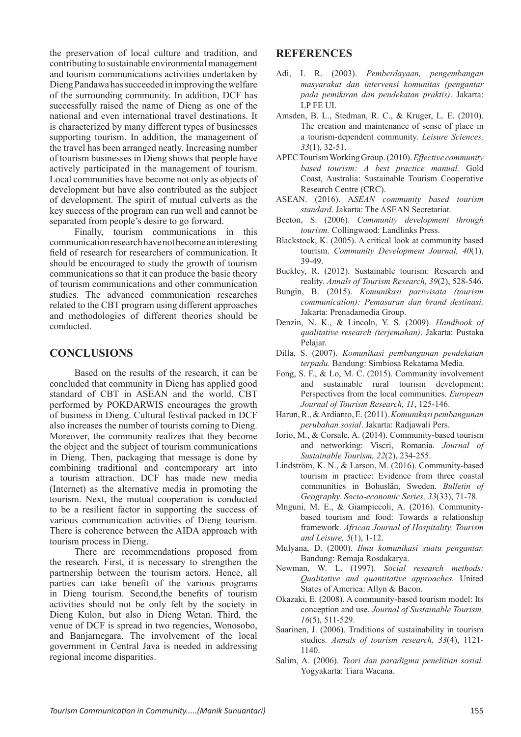the preservation of local culture and tradition, and contributing to sustainable environmental management and tourism communications activities undertaken by Dieng Pandawa has succeeded in improving the welfare of the surrounding community. In addition, DCF has successfully raised the name of Dieng as one of the national and even international travel destinations. It is characterized by many different types of businesses supporting tourism. In addition, the management of the travel has been arranged neatly. Increasing number of tourism businesses in Dieng shows that people have actively participated in the management of tourism. Local communities have become not only as objects of development but have also contributed as the subject of development. The spirit of mutual culverts as the key success of the program can run well and cannot be separated from people's desire to go forward.

Finally, tourism communications in this communication research have not become an interesting field of research for researchers of communication. It should be encouraged to study the growth of tourism communications so that it can produce the basic theory of tourism communications and other communication studies. The advanced communication researches related to the CBT program using different approaches and methodologies of different theories should be conducted.

## CONCLUSIONS

Based on the results of the research, it can be concluded that community in Dieng has applied good standard of CBT in ASEAN and the world. CBT performed by POKDARWIS encourages the growth of business in Dieng. Cultural festival packed in DCF also increases the number of tourists coming to Dieng. Moreover, the community realizes that they become the object and the subject of tourism communications in Dieng. Then, packaging that message is done by combining traditional and contemporary art into a tourism attraction. DCF has made new media (Internet) as the alternative media in promoting the tourism. Next, the mutual cooperation is conducted to be a resilient factor in supporting the success of various communication activities of Dieng tourism. There is coherence between the AIDA approach with tourism process in Dieng.

There are recommendations proposed from the research. First, it is necessary to strengthen the partnership between the tourism actors. Hence, all parties can take benefit of the various programs in Dieng tourism. Second,the benefits of tourism activities should not be only felt by the society in Dieng Kulon, but also in Dieng Wetan. Third, the venue of DCF is spread in two regencies, Wonosobo, and Banjarnegara. The involvement of the local government in Central Java is needed in addressing regional income disparities.

## REFERENCES

Adi, I. R. (2003). *Pemberdayaan, pengembangan masyarakat dan intervensi komunitas (pengantar pada pemikiran dan pendekatan praktis)*. Jakarta: LP FE UI.

Amsden, B. L., Stedman, R. C., & Kruger, L. E. (2010). The creation and maintenance of sense of place in a tourism-dependent community. *Leisure Sciences, 33*(1), 32-51.

APEC Tourism Working Group. (2010). *Effective community based tourism: A best practice manual.* Gold Coast, Australia: Sustainable Tourism Cooperative Research Centre (CRC).

ASEAN. (2016). A*SEAN community based tourism standard*. Jakarta: The ASEAN Secretariat.

Beeton, S. (2006). *Community development through tourism.* Collingwood: Landlinks Press.

Blackstock, K. (2005). A critical look at community based tourism. *Community Development Journal, 40*(1), 39-49.

Buckley, R. (2012). Sustainable tourism: Research and reality. *Annals of Tourism Research, 39*(2), 528-546.

Bungin, B. (2015). *Komunikasi pariwisata (tourism communication): Pemasaran dan brand destinasi.* Jakarta: Prenadamedia Group.

Denzin, N. K., & Lincoln, Y. S. (2009). *Handbook of qualitative research (terjemahan)*. Jakarta: Pustaka Pelajar.

Dilla, S. (2007). *Komunikasi pembangunan pendekatan terpadu.* Bandung: Simbiosa Rekatama Media.

Fong, S. F., & Lo, M. C. (2015). Community involvement and sustainable rural tourism development: Perspectives from the local communities. *European Journal of Tourism Research, 11*, 125-146.

Harun, R., & Ardianto, E. (2011). *Komunikasi pembangunan perubahan sosial*. Jakarta: Radjawali Pers.

Iorio, M., & Corsale, A. (2014). Community-based tourism and networking: Viscri, Romania. *Journal of Sustainable Tourism, 22*(2), 234-255.

Lindström, K. N., & Larson, M. (2016). Community-based tourism in practice: Evidence from three coastal communities in Bohuslän, Sweden. *Bulletin of Geography. Socio-economic Series, 33*(33), 71-78.

Mnguni, M. E., & Giampiccoli, A. (2016). Community-based tourism and food: Towards a relationship framework. *African Journal of Hospitality, Tourism and Leisure, 5*(1), 1-12.

Mulyana, D. (2000). *Ilmu komunikasi suatu pengantar.* Bandung: Remaja Rosdakarya.

Newman, W. L. (1997). *Social research methods: Qualitative and quantitative approaches.* United States of America: Allyn & Bacon.

Okazaki, E. (2008). A community-based tourism model: Its conception and use. *Journal of Sustainable Tourism, 16*(5), 511-529.

Saarinen, J. (2006). Traditions of sustainability in tourism studies. *Annals of tourism research, 33*(4), 1121-1140.

Salim, A. (2006). *Teori dan paradigma penelitian sosial.* Yogyakarta: Tiara Wacana.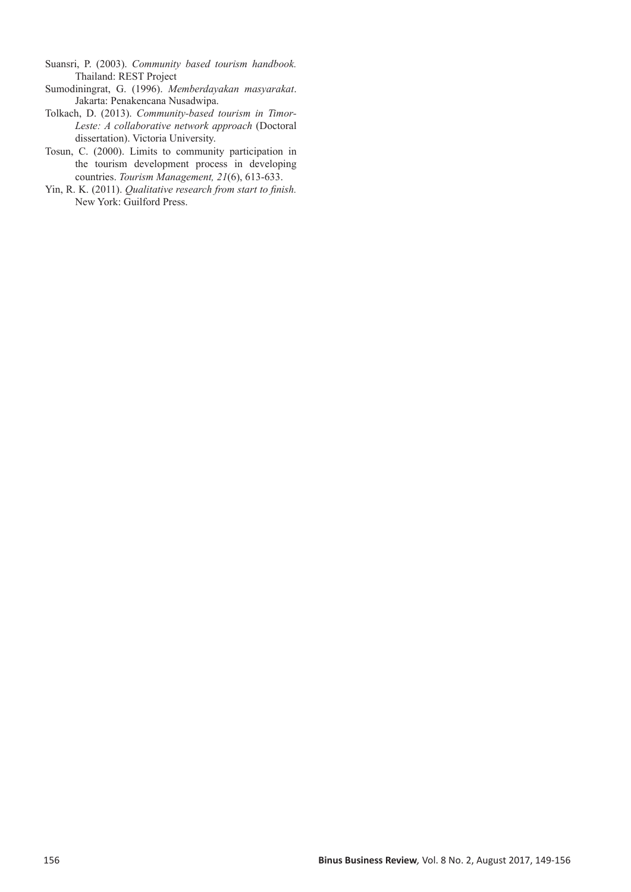Suansri, P. (2003). *Community based tourism handbook.* Thailand: REST Project

Sumodiningrat, G. (1996). *Memberdayakan masyarakat*. Jakarta: Penakencana Nusadwipa.

Tolkach, D. (2013). *Community-based tourism in Timor-Leste: A collaborative network approach* (Doctoral dissertation). Victoria University.

Tosun, C. (2000). Limits to community participation in the tourism development process in developing countries. *Tourism Management, 21*(6), 613-633.

Yin, R. K. (2011). *Qualitative research from start to finish.* New York: Guilford Press.